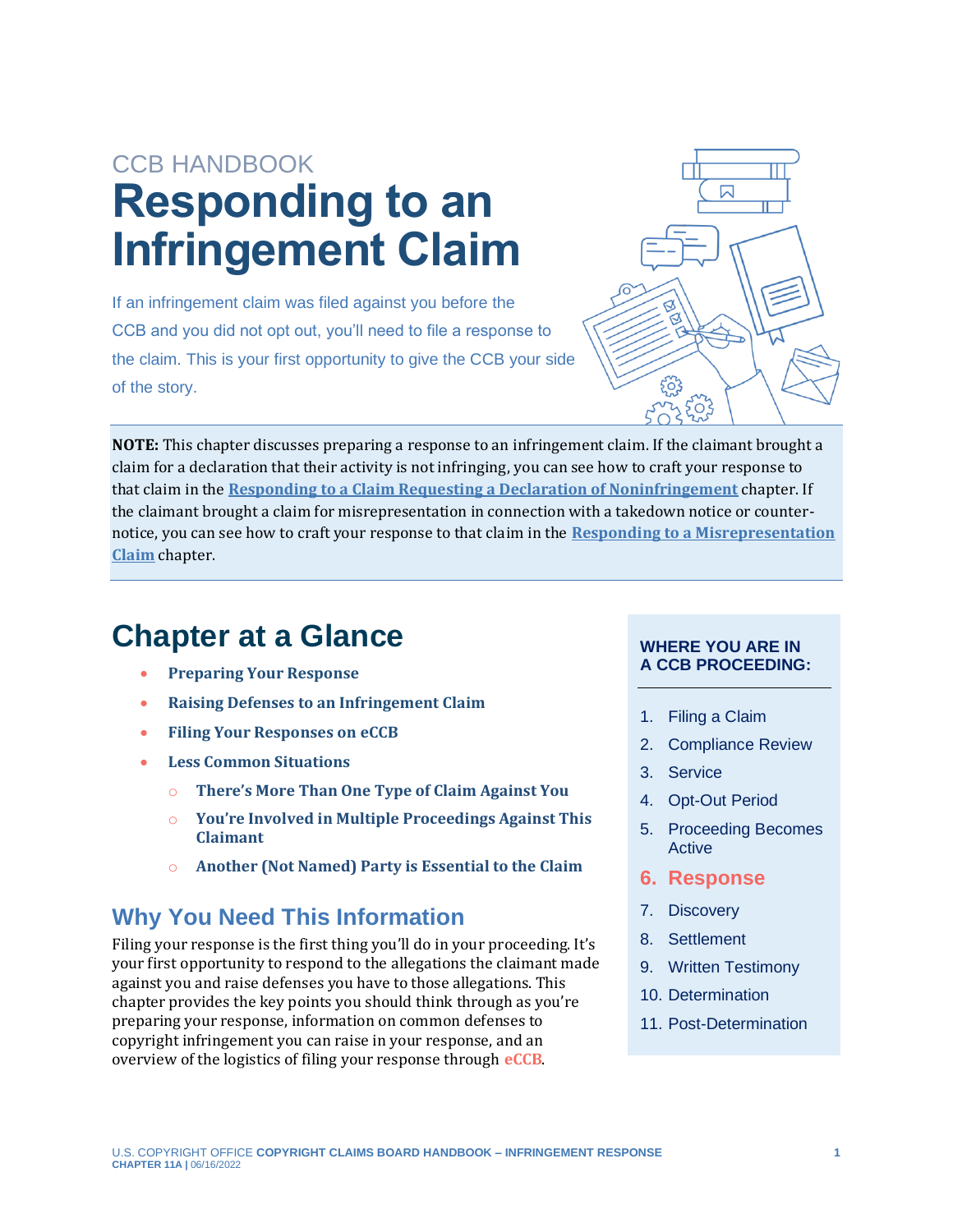CCB HANDBOOK

# Responding to an Infringement Claim

If an infringement claim was filed against you before the CCB and you did not opt out, you'll need to file a response to the claim. This is your first opportunity to give the CCB your side of the story.

**NOTE:** This chapter discusses preparing a response to an infringement claim. If the claimant brought a claim for a declaration that their activity is not infringing, you can see how to craft your response to that claim in the **Responding to a Claim Requesting a Declaration of Noninfringement** chapter. If the claimant brought a claim for misrepresentation in connection with a takedown notice or counter-notice, you can see how to craft your response to that claim in the **Responding to a Misrepresentation Claim** chapter.

## Chapter at a Glance

- **Preparing Your Response**
- **Raising Defenses to an Infringement Claim**
- **Filing Your Responses on eCCB**
- **Less Common Situations**
  - **There's More Than One Type of Claim Against You**
  - **You're Involved in Multiple Proceedings Against This Claimant**
  - **Another (Not Named) Party is Essential to the Claim**

### Why You Need This Information

Filing your response is the first thing you'll do in your proceeding. It's your first opportunity to respond to the allegations the claimant made against you and raise defenses you have to those allegations. This chapter provides the key points you should think through as you're preparing your response, information on common defenses to copyright infringement you can raise in your response, and an overview of the logistics of filing your response through **eCCB**.

**WHERE YOU ARE IN A CCB PROCEEDING:**

1. Filing a Claim
2. Compliance Review
3. Service
4. Opt-Out Period
5. Proceeding Becomes Active
6. **Response**
7. Discovery
8. Settlement
9. Written Testimony
10. Determination
11. Post-Determination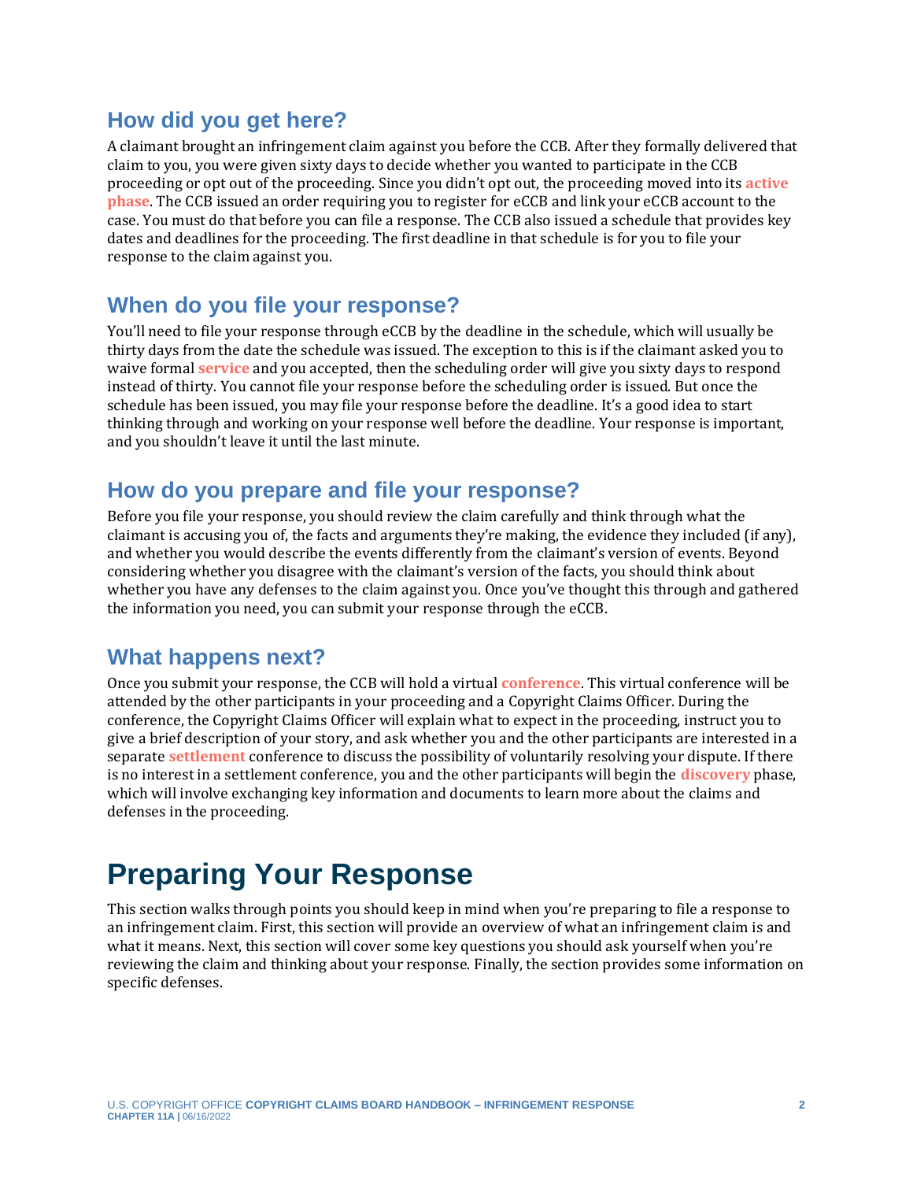## How did you get here?

A claimant brought an infringement claim against you before the CCB. After they formally delivered that claim to you, you were given sixty days to decide whether you wanted to participate in the CCB proceeding or opt out of the proceeding. Since you didn't opt out, the proceeding moved into its **active phase**. The CCB issued an order requiring you to register for eCCB and link your eCCB account to the case. You must do that before you can file a response. The CCB also issued a schedule that provides key dates and deadlines for the proceeding. The first deadline in that schedule is for you to file your response to the claim against you.

## When do you file your response?

You'll need to file your response through eCCB by the deadline in the schedule, which will usually be thirty days from the date the schedule was issued. The exception to this is if the claimant asked you to waive formal **service** and you accepted, then the scheduling order will give you sixty days to respond instead of thirty. You cannot file your response before the scheduling order is issued. But once the schedule has been issued, you may file your response before the deadline. It's a good idea to start thinking through and working on your response well before the deadline. Your response is important, and you shouldn't leave it until the last minute.

## How do you prepare and file your response?

Before you file your response, you should review the claim carefully and think through what the claimant is accusing you of, the facts and arguments they're making, the evidence they included (if any), and whether you would describe the events differently from the claimant's version of events. Beyond considering whether you disagree with the claimant's version of the facts, you should think about whether you have any defenses to the claim against you. Once you've thought this through and gathered the information you need, you can submit your response through the eCCB.

## What happens next?

Once you submit your response, the CCB will hold a virtual **conference**. This virtual conference will be attended by the other participants in your proceeding and a Copyright Claims Officer. During the conference, the Copyright Claims Officer will explain what to expect in the proceeding, instruct you to give a brief description of your story, and ask whether you and the other participants are interested in a separate **settlement** conference to discuss the possibility of voluntarily resolving your dispute. If there is no interest in a settlement conference, you and the other participants will begin the **discovery** phase, which will involve exchanging key information and documents to learn more about the claims and defenses in the proceeding.

# Preparing Your Response

This section walks through points you should keep in mind when you're preparing to file a response to an infringement claim. First, this section will provide an overview of what an infringement claim is and what it means. Next, this section will cover some key questions you should ask yourself when you're reviewing the claim and thinking about your response. Finally, the section provides some information on specific defenses.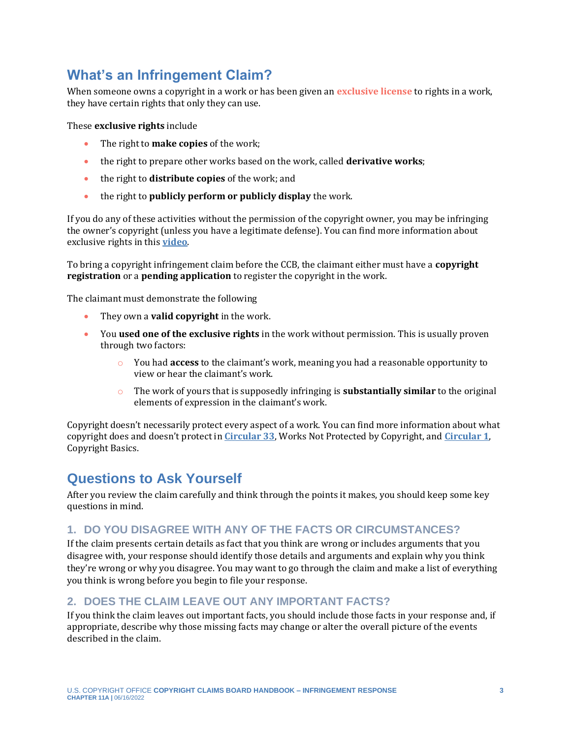## What's an Infringement Claim?

When someone owns a copyright in a work or has been given an **exclusive license** to rights in a work, they have certain rights that only they can use.

These **exclusive rights** include

- The right to **make copies** of the work;
- the right to prepare other works based on the work, called **derivative works**;
- the right to **distribute copies** of the work; and
- the right to **publicly perform or publicly display** the work.

If you do any of these activities without the permission of the copyright owner, you may be infringing the owner's copyright (unless you have a legitimate defense). You can find more information about exclusive rights in this **video**.

To bring a copyright infringement claim before the CCB, the claimant either must have a **copyright registration** or a **pending application** to register the copyright in the work.

The claimant must demonstrate the following

- They own a **valid copyright** in the work.
- You **used one of the exclusive rights** in the work without permission. This is usually proven through two factors:
  - You had **access** to the claimant's work, meaning you had a reasonable opportunity to view or hear the claimant's work.
  - The work of yours that is supposedly infringing is **substantially similar** to the original elements of expression in the claimant's work.

Copyright doesn't necessarily protect every aspect of a work. You can find more information about what copyright does and doesn't protect in **Circular 33**, Works Not Protected by Copyright, and **Circular 1**, Copyright Basics.

## Questions to Ask Yourself

After you review the claim carefully and think through the points it makes, you should keep some key questions in mind.

### 1. DO YOU DISAGREE WITH ANY OF THE FACTS OR CIRCUMSTANCES?

If the claim presents certain details as fact that you think are wrong or includes arguments that you disagree with, your response should identify those details and arguments and explain why you think they're wrong or why you disagree. You may want to go through the claim and make a list of everything you think is wrong before you begin to file your response.

### 2. DOES THE CLAIM LEAVE OUT ANY IMPORTANT FACTS?

If you think the claim leaves out important facts, you should include those facts in your response and, if appropriate, describe why those missing facts may change or alter the overall picture of the events described in the claim.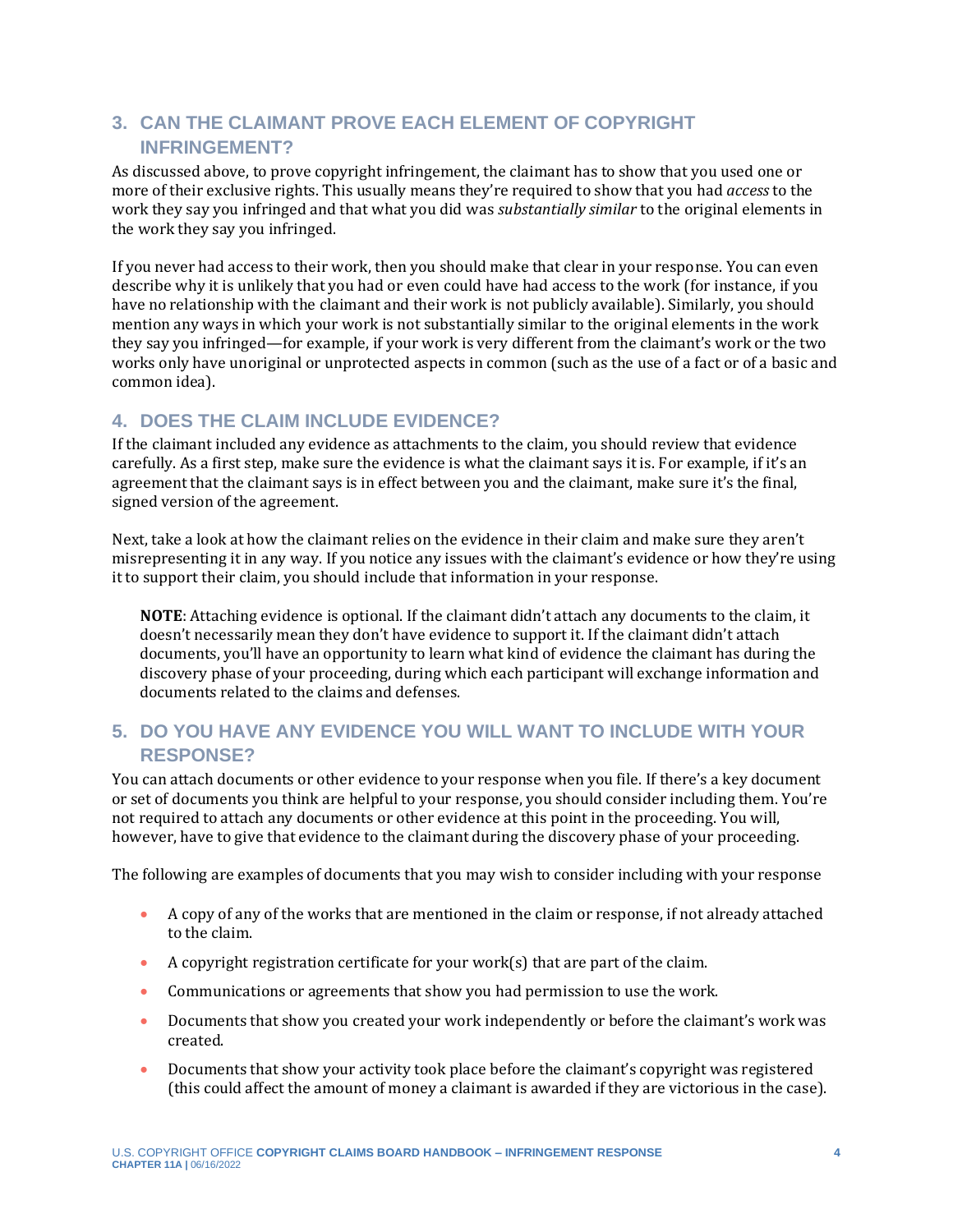## 3. CAN THE CLAIMANT PROVE EACH ELEMENT OF COPYRIGHT INFRINGEMENT?

As discussed above, to prove copyright infringement, the claimant has to show that you used one or more of their exclusive rights. This usually means they're required to show that you had *access* to the work they say you infringed and that what you did was *substantially similar* to the original elements in the work they say you infringed.

If you never had access to their work, then you should make that clear in your response. You can even describe why it is unlikely that you had or even could have had access to the work (for instance, if you have no relationship with the claimant and their work is not publicly available). Similarly, you should mention any ways in which your work is not substantially similar to the original elements in the work they say you infringed—for example, if your work is very different from the claimant's work or the two works only have unoriginal or unprotected aspects in common (such as the use of a fact or of a basic and common idea).

## 4. DOES THE CLAIM INCLUDE EVIDENCE?

If the claimant included any evidence as attachments to the claim, you should review that evidence carefully. As a first step, make sure the evidence is what the claimant says it is. For example, if it's an agreement that the claimant says is in effect between you and the claimant, make sure it's the final, signed version of the agreement.

Next, take a look at how the claimant relies on the evidence in their claim and make sure they aren't misrepresenting it in any way. If you notice any issues with the claimant's evidence or how they're using it to support their claim, you should include that information in your response.

> **NOTE**: Attaching evidence is optional. If the claimant didn't attach any documents to the claim, it doesn't necessarily mean they don't have evidence to support it. If the claimant didn't attach documents, you'll have an opportunity to learn what kind of evidence the claimant has during the discovery phase of your proceeding, during which each participant will exchange information and documents related to the claims and defenses.

## 5. DO YOU HAVE ANY EVIDENCE YOU WILL WANT TO INCLUDE WITH YOUR RESPONSE?

You can attach documents or other evidence to your response when you file. If there's a key document or set of documents you think are helpful to your response, you should consider including them. You're not required to attach any documents or other evidence at this point in the proceeding. You will, however, have to give that evidence to the claimant during the discovery phase of your proceeding.

The following are examples of documents that you may wish to consider including with your response

- A copy of any of the works that are mentioned in the claim or response, if not already attached to the claim.
- A copyright registration certificate for your work(s) that are part of the claim.
- Communications or agreements that show you had permission to use the work.
- Documents that show you created your work independently or before the claimant's work was created.
- Documents that show your activity took place before the claimant's copyright was registered (this could affect the amount of money a claimant is awarded if they are victorious in the case).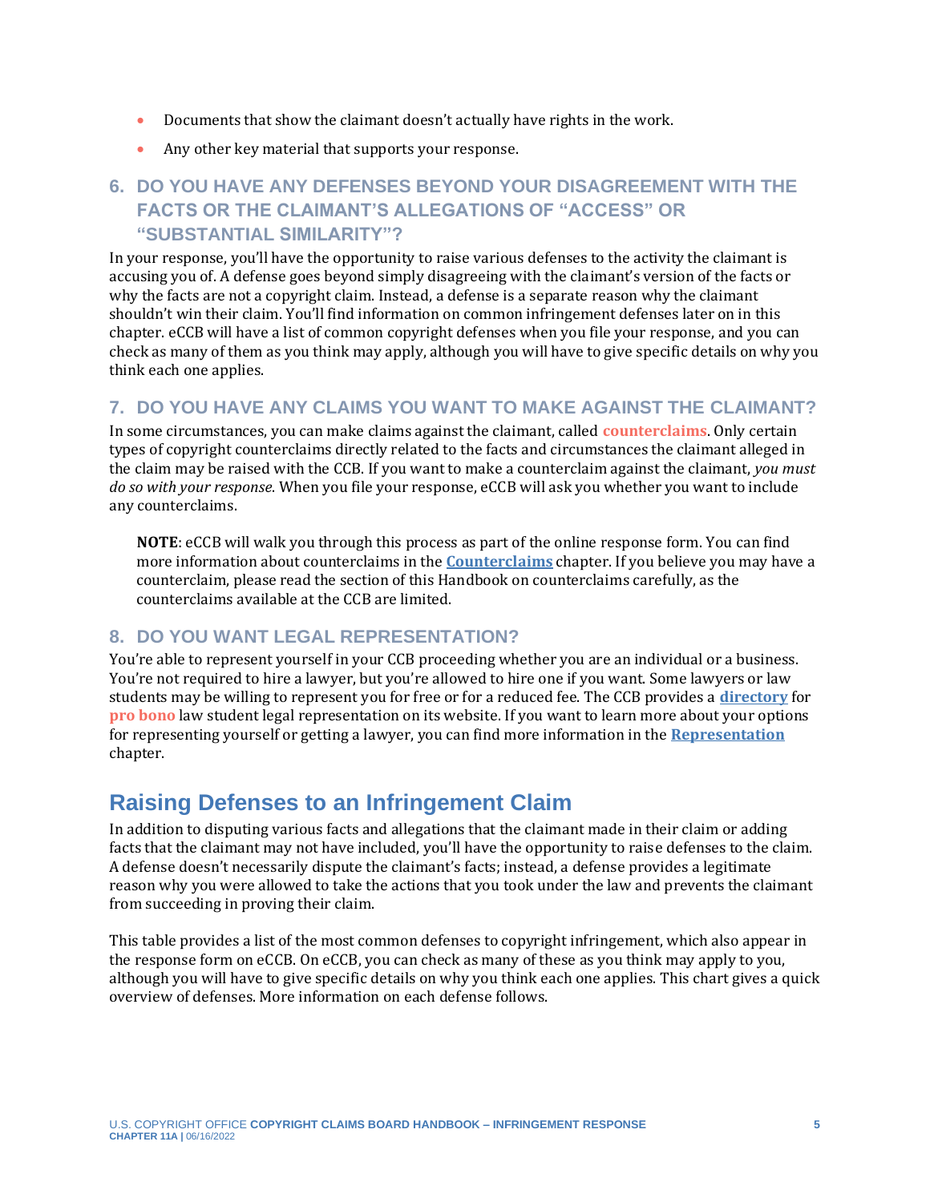- Documents that show the claimant doesn't actually have rights in the work.
- Any other key material that supports your response.

### 6. DO YOU HAVE ANY DEFENSES BEYOND YOUR DISAGREEMENT WITH THE FACTS OR THE CLAIMANT'S ALLEGATIONS OF "ACCESS" OR "SUBSTANTIAL SIMILARITY"?

In your response, you'll have the opportunity to raise various defenses to the activity the claimant is accusing you of. A defense goes beyond simply disagreeing with the claimant's version of the facts or why the facts are not a copyright claim. Instead, a defense is a separate reason why the claimant shouldn't win their claim. You'll find information on common infringement defenses later on in this chapter. eCCB will have a list of common copyright defenses when you file your response, and you can check as many of them as you think may apply, although you will have to give specific details on why you think each one applies.

### 7. DO YOU HAVE ANY CLAIMS YOU WANT TO MAKE AGAINST THE CLAIMANT?

In some circumstances, you can make claims against the claimant, called **counterclaims**. Only certain types of copyright counterclaims directly related to the facts and circumstances the claimant alleged in the claim may be raised with the CCB. If you want to make a counterclaim against the claimant, *you must do so with your response*. When you file your response, eCCB will ask you whether you want to include any counterclaims.

> **NOTE**: eCCB will walk you through this process as part of the online response form. You can find more information about counterclaims in the **Counterclaims** chapter. If you believe you may have a counterclaim, please read the section of this Handbook on counterclaims carefully, as the counterclaims available at the CCB are limited.

### 8. DO YOU WANT LEGAL REPRESENTATION?

You're able to represent yourself in your CCB proceeding whether you are an individual or a business. You're not required to hire a lawyer, but you're allowed to hire one if you want. Some lawyers or law students may be willing to represent you for free or for a reduced fee. The CCB provides a **directory** for **pro bono** law student legal representation on its website. If you want to learn more about your options for representing yourself or getting a lawyer, you can find more information in the **Representation** chapter.

## Raising Defenses to an Infringement Claim

In addition to disputing various facts and allegations that the claimant made in their claim or adding facts that the claimant may not have included, you'll have the opportunity to raise defenses to the claim. A defense doesn't necessarily dispute the claimant's facts; instead, a defense provides a legitimate reason why you were allowed to take the actions that you took under the law and prevents the claimant from succeeding in proving their claim.

This table provides a list of the most common defenses to copyright infringement, which also appear in the response form on eCCB. On eCCB, you can check as many of these as you think may apply to you, although you will have to give specific details on why you think each one applies. This chart gives a quick overview of defenses. More information on each defense follows.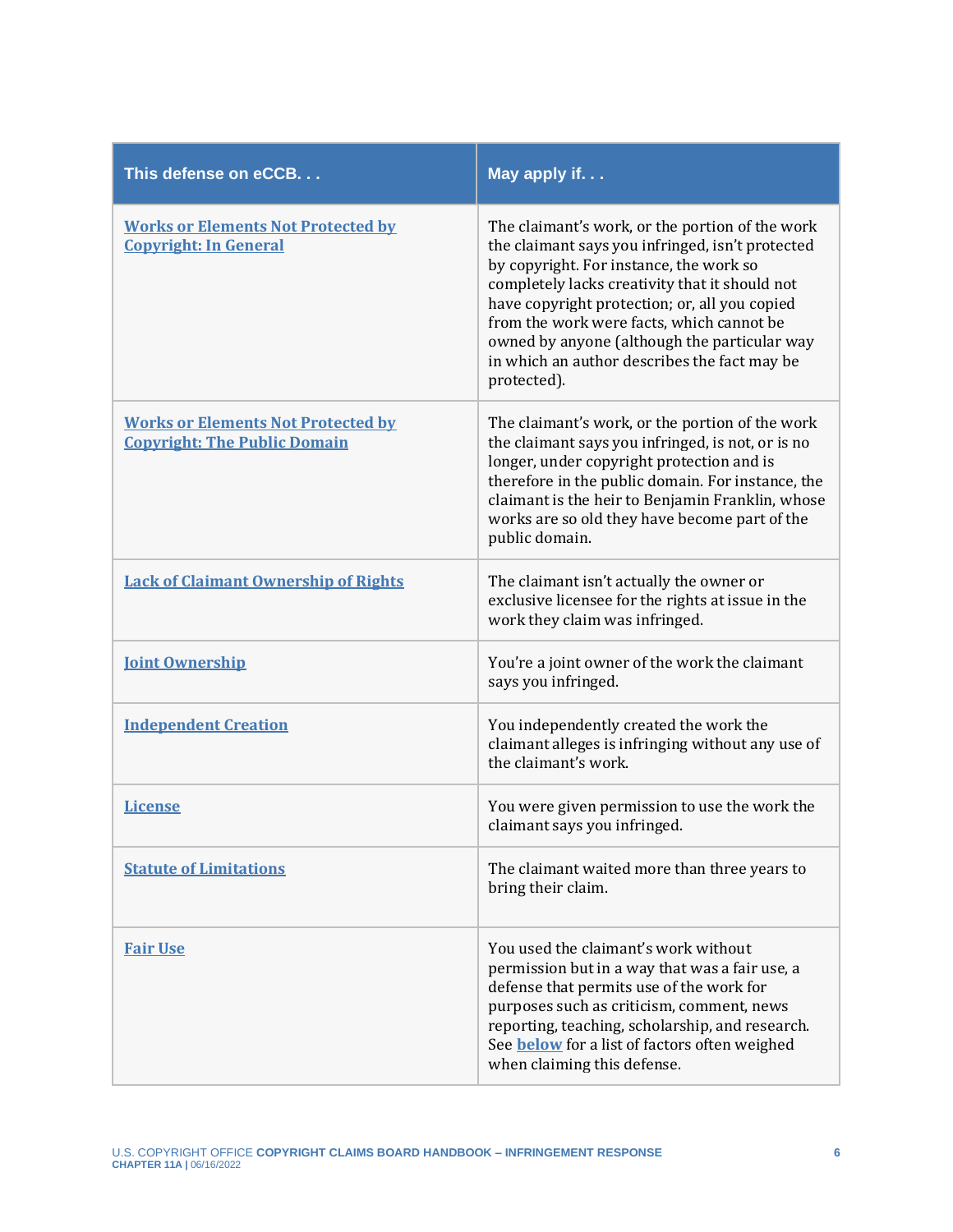| This defense on eCCB. . . | May apply if. . . |
|---|---|
| **Works or Elements Not Protected by Copyright: In General** | The claimant's work, or the portion of the work the claimant says you infringed, isn't protected by copyright. For instance, the work so completely lacks creativity that it should not have copyright protection; or, all you copied from the work were facts, which cannot be owned by anyone (although the particular way in which an author describes the fact may be protected). |
| **Works or Elements Not Protected by Copyright: The Public Domain** | The claimant's work, or the portion of the work the claimant says you infringed, is not, or is no longer, under copyright protection and is therefore in the public domain. For instance, the claimant is the heir to Benjamin Franklin, whose works are so old they have become part of the public domain. |
| **Lack of Claimant Ownership of Rights** | The claimant isn't actually the owner or exclusive licensee for the rights at issue in the work they claim was infringed. |
| **Joint Ownership** | You're a joint owner of the work the claimant says you infringed. |
| **Independent Creation** | You independently created the work the claimant alleges is infringing without any use of the claimant's work. |
| **License** | You were given permission to use the work the claimant says you infringed. |
| **Statute of Limitations** | The claimant waited more than three years to bring their claim. |
| **Fair Use** | You used the claimant's work without permission but in a way that was a fair use, a defense that permits use of the work for purposes such as criticism, comment, news reporting, teaching, scholarship, and research. See **below** for a list of factors often weighed when claiming this defense. |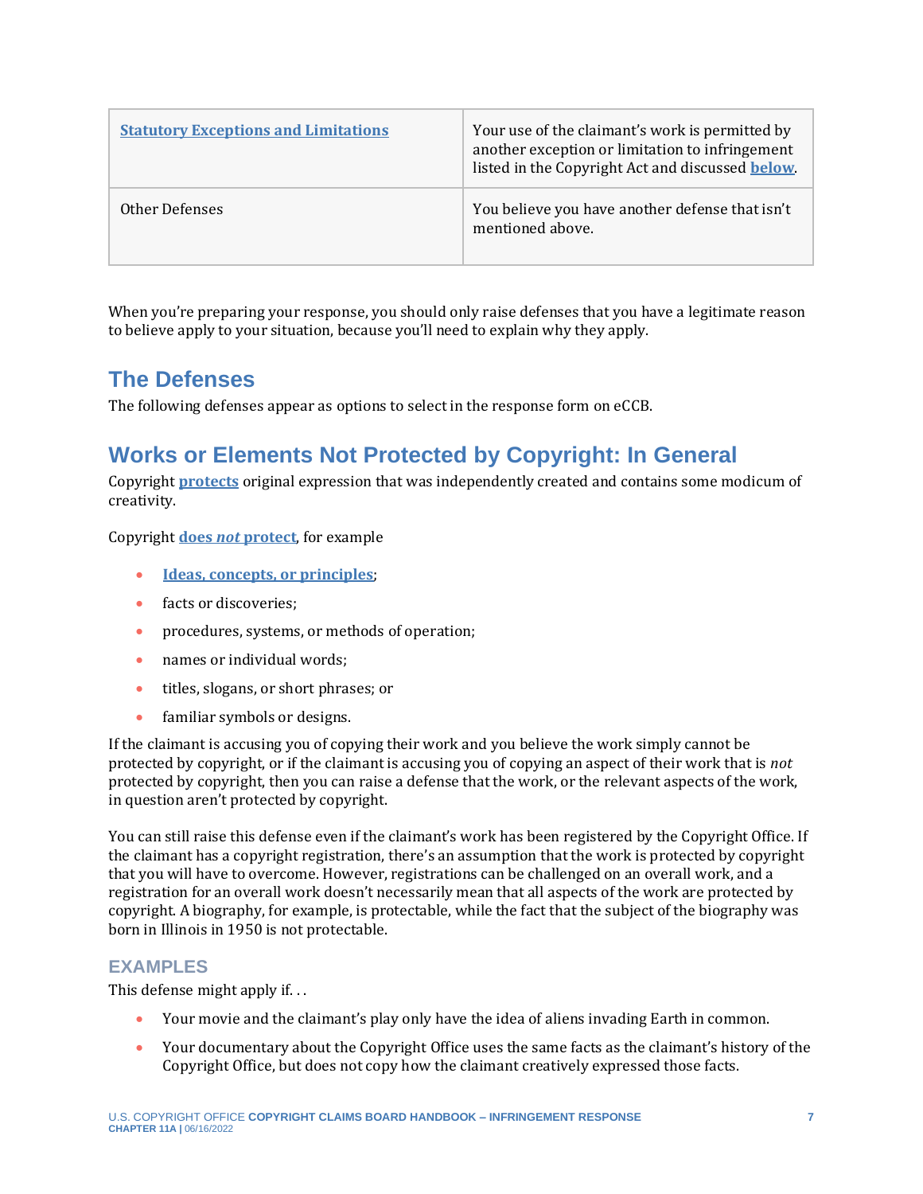| Statutory Exceptions and Limitations | Your use of the claimant's work is permitted by another exception or limitation to infringement listed in the Copyright Act and discussed below. |
|---|---|
| Other Defenses | You believe you have another defense that isn't mentioned above. |

When you're preparing your response, you should only raise defenses that you have a legitimate reason to believe apply to your situation, because you'll need to explain why they apply.

## The Defenses

The following defenses appear as options to select in the response form on eCCB.

## Works or Elements Not Protected by Copyright: In General

Copyright **protects** original expression that was independently created and contains some modicum of creativity.

Copyright **does *not* protect**, for example

- **Ideas, concepts, or principles**;
- facts or discoveries;
- procedures, systems, or methods of operation;
- names or individual words;
- titles, slogans, or short phrases; or
- familiar symbols or designs.

If the claimant is accusing you of copying their work and you believe the work simply cannot be protected by copyright, or if the claimant is accusing you of copying an aspect of their work that is *not* protected by copyright, then you can raise a defense that the work, or the relevant aspects of the work, in question aren't protected by copyright.

You can still raise this defense even if the claimant's work has been registered by the Copyright Office. If the claimant has a copyright registration, there's an assumption that the work is protected by copyright that you will have to overcome. However, registrations can be challenged on an overall work, and a registration for an overall work doesn't necessarily mean that all aspects of the work are protected by copyright. A biography, for example, is protectable, while the fact that the subject of the biography was born in Illinois in 1950 is not protectable.

### EXAMPLES

This defense might apply if. . .

- Your movie and the claimant's play only have the idea of aliens invading Earth in common.
- Your documentary about the Copyright Office uses the same facts as the claimant's history of the Copyright Office, but does not copy how the claimant creatively expressed those facts.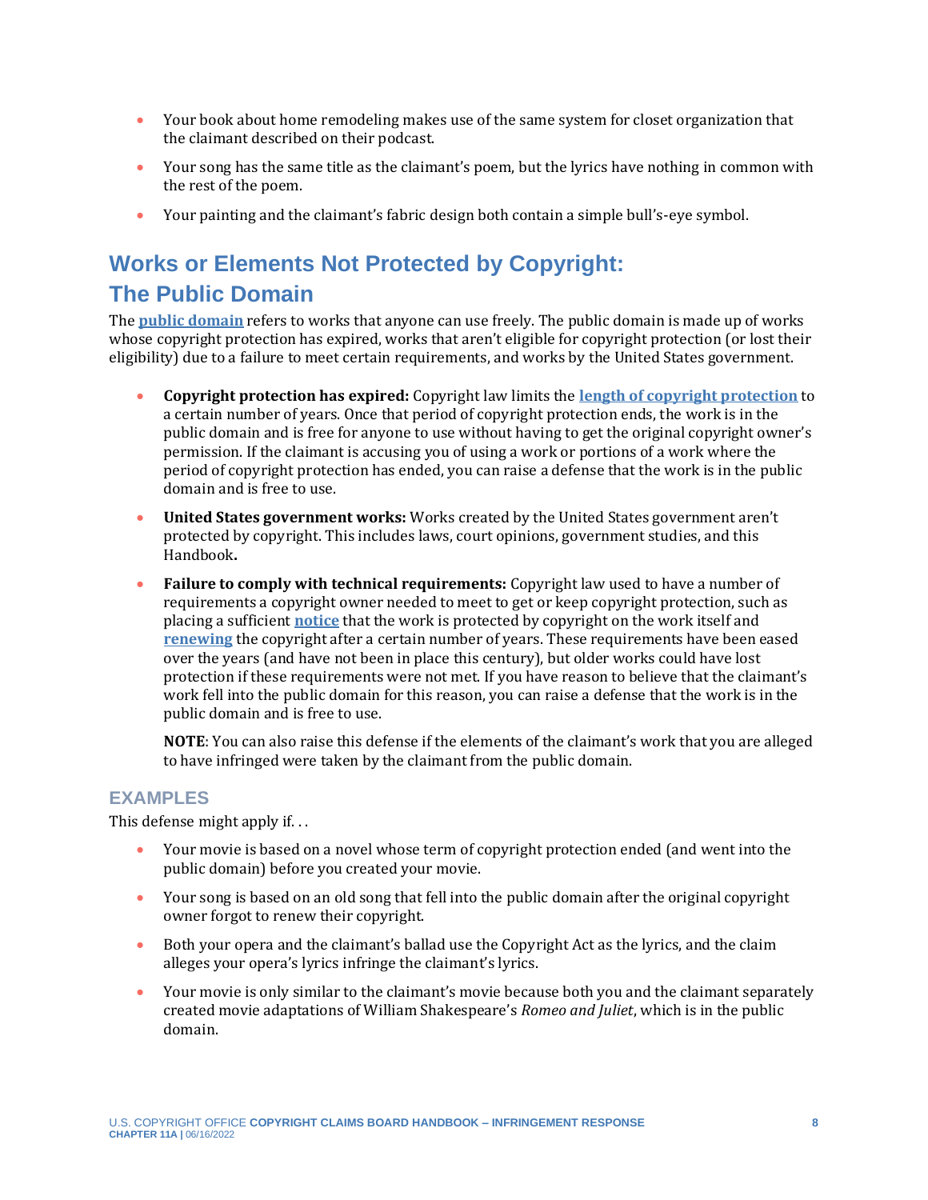- Your book about home remodeling makes use of the same system for closet organization that the claimant described on their podcast.
- Your song has the same title as the claimant's poem, but the lyrics have nothing in common with the rest of the poem.
- Your painting and the claimant's fabric design both contain a simple bull's-eye symbol.

## Works or Elements Not Protected by Copyright: The Public Domain

The **public domain** refers to works that anyone can use freely. The public domain is made up of works whose copyright protection has expired, works that aren't eligible for copyright protection (or lost their eligibility) due to a failure to meet certain requirements, and works by the United States government.

- **Copyright protection has expired:** Copyright law limits the **length of copyright protection** to a certain number of years. Once that period of copyright protection ends, the work is in the public domain and is free for anyone to use without having to get the original copyright owner's permission. If the claimant is accusing you of using a work or portions of a work where the period of copyright protection has ended, you can raise a defense that the work is in the public domain and is free to use.
- **United States government works:** Works created by the United States government aren't protected by copyright. This includes laws, court opinions, government studies, and this Handbook**.**
- **Failure to comply with technical requirements:** Copyright law used to have a number of requirements a copyright owner needed to meet to get or keep copyright protection, such as placing a sufficient **notice** that the work is protected by copyright on the work itself and **renewing** the copyright after a certain number of years. These requirements have been eased over the years (and have not been in place this century), but older works could have lost protection if these requirements were not met. If you have reason to believe that the claimant's work fell into the public domain for this reason, you can raise a defense that the work is in the public domain and is free to use.

  **NOTE**: You can also raise this defense if the elements of the claimant's work that you are alleged to have infringed were taken by the claimant from the public domain.

### EXAMPLES

This defense might apply if. . .

- Your movie is based on a novel whose term of copyright protection ended (and went into the public domain) before you created your movie.
- Your song is based on an old song that fell into the public domain after the original copyright owner forgot to renew their copyright.
- Both your opera and the claimant's ballad use the Copyright Act as the lyrics, and the claim alleges your opera's lyrics infringe the claimant's lyrics.
- Your movie is only similar to the claimant's movie because both you and the claimant separately created movie adaptations of William Shakespeare's *Romeo and Juliet*, which is in the public domain.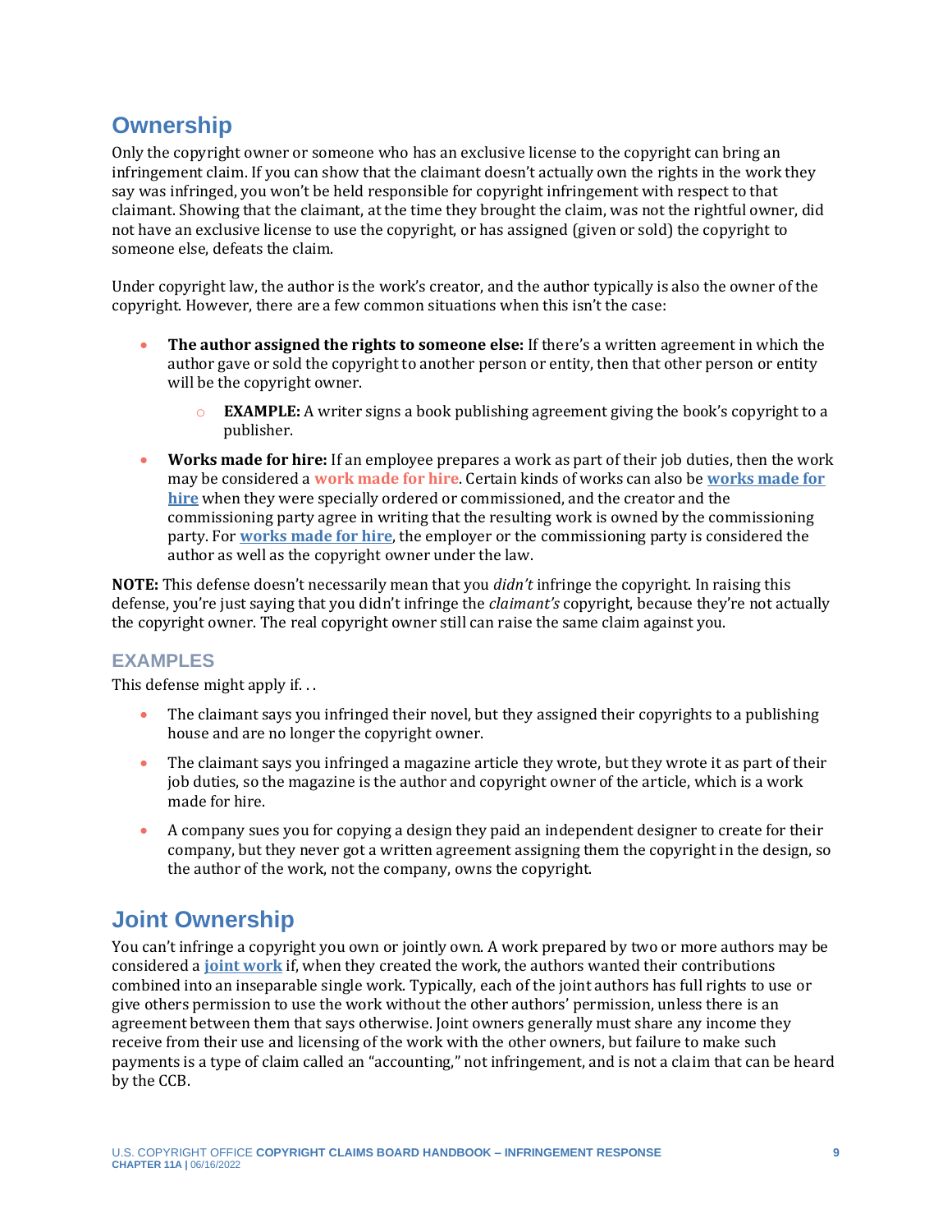## Ownership

Only the copyright owner or someone who has an exclusive license to the copyright can bring an infringement claim. If you can show that the claimant doesn't actually own the rights in the work they say was infringed, you won't be held responsible for copyright infringement with respect to that claimant. Showing that the claimant, at the time they brought the claim, was not the rightful owner, did not have an exclusive license to use the copyright, or has assigned (given or sold) the copyright to someone else, defeats the claim.

Under copyright law, the author is the work's creator, and the author typically is also the owner of the copyright. However, there are a few common situations when this isn't the case:

- **The author assigned the rights to someone else:** If there's a written agreement in which the author gave or sold the copyright to another person or entity, then that other person or entity will be the copyright owner.
  - **EXAMPLE:** A writer signs a book publishing agreement giving the book's copyright to a publisher.
- **Works made for hire:** If an employee prepares a work as part of their job duties, then the work may be considered a **work made for hire**. Certain kinds of works can also be **works made for hire** when they were specially ordered or commissioned, and the creator and the commissioning party agree in writing that the resulting work is owned by the commissioning party. For **works made for hire**, the employer or the commissioning party is considered the author as well as the copyright owner under the law.

**NOTE:** This defense doesn't necessarily mean that you *didn't* infringe the copyright. In raising this defense, you're just saying that you didn't infringe the *claimant's* copyright, because they're not actually the copyright owner. The real copyright owner still can raise the same claim against you.

### EXAMPLES

This defense might apply if. . .

- The claimant says you infringed their novel, but they assigned their copyrights to a publishing house and are no longer the copyright owner.
- The claimant says you infringed a magazine article they wrote, but they wrote it as part of their job duties, so the magazine is the author and copyright owner of the article, which is a work made for hire.
- A company sues you for copying a design they paid an independent designer to create for their company, but they never got a written agreement assigning them the copyright in the design, so the author of the work, not the company, owns the copyright.

## Joint Ownership

You can't infringe a copyright you own or jointly own. A work prepared by two or more authors may be considered a **joint work** if, when they created the work, the authors wanted their contributions combined into an inseparable single work. Typically, each of the joint authors has full rights to use or give others permission to use the work without the other authors' permission, unless there is an agreement between them that says otherwise. Joint owners generally must share any income they receive from their use and licensing of the work with the other owners, but failure to make such payments is a type of claim called an "accounting," not infringement, and is not a claim that can be heard by the CCB.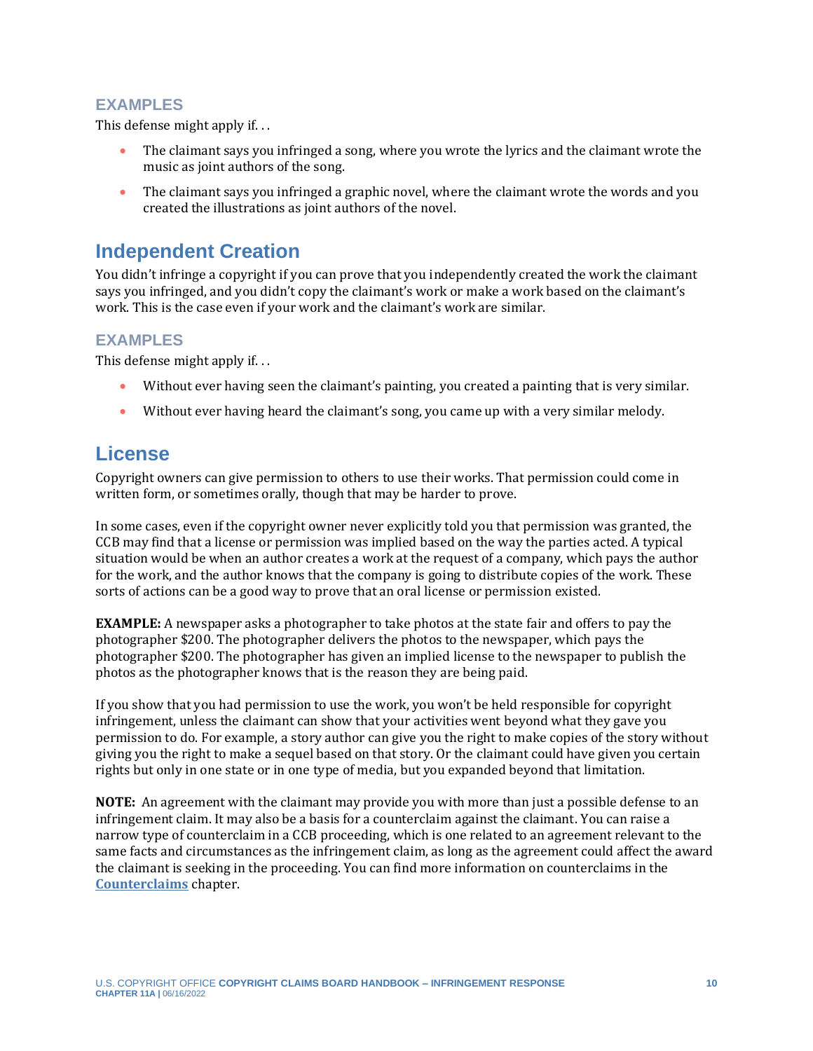### EXAMPLES

This defense might apply if. . .

- The claimant says you infringed a song, where you wrote the lyrics and the claimant wrote the music as joint authors of the song.
- The claimant says you infringed a graphic novel, where the claimant wrote the words and you created the illustrations as joint authors of the novel.

## Independent Creation

You didn't infringe a copyright if you can prove that you independently created the work the claimant says you infringed, and you didn't copy the claimant's work or make a work based on the claimant's work. This is the case even if your work and the claimant's work are similar.

### EXAMPLES

This defense might apply if. . .

- Without ever having seen the claimant's painting, you created a painting that is very similar.
- Without ever having heard the claimant's song, you came up with a very similar melody.

## License

Copyright owners can give permission to others to use their works. That permission could come in written form, or sometimes orally, though that may be harder to prove.

In some cases, even if the copyright owner never explicitly told you that permission was granted, the CCB may find that a license or permission was implied based on the way the parties acted. A typical situation would be when an author creates a work at the request of a company, which pays the author for the work, and the author knows that the company is going to distribute copies of the work. These sorts of actions can be a good way to prove that an oral license or permission existed.

**EXAMPLE:** A newspaper asks a photographer to take photos at the state fair and offers to pay the photographer $200. The photographer delivers the photos to the newspaper, which pays the photographer $200. The photographer has given an implied license to the newspaper to publish the photos as the photographer knows that is the reason they are being paid.

If you show that you had permission to use the work, you won't be held responsible for copyright infringement, unless the claimant can show that your activities went beyond what they gave you permission to do. For example, a story author can give you the right to make copies of the story without giving you the right to make a sequel based on that story. Or the claimant could have given you certain rights but only in one state or in one type of media, but you expanded beyond that limitation.

**NOTE:** An agreement with the claimant may provide you with more than just a possible defense to an infringement claim. It may also be a basis for a counterclaim against the claimant. You can raise a narrow type of counterclaim in a CCB proceeding, which is one related to an agreement relevant to the same facts and circumstances as the infringement claim, as long as the agreement could affect the award the claimant is seeking in the proceeding. You can find more information on counterclaims in the **Counterclaims** chapter.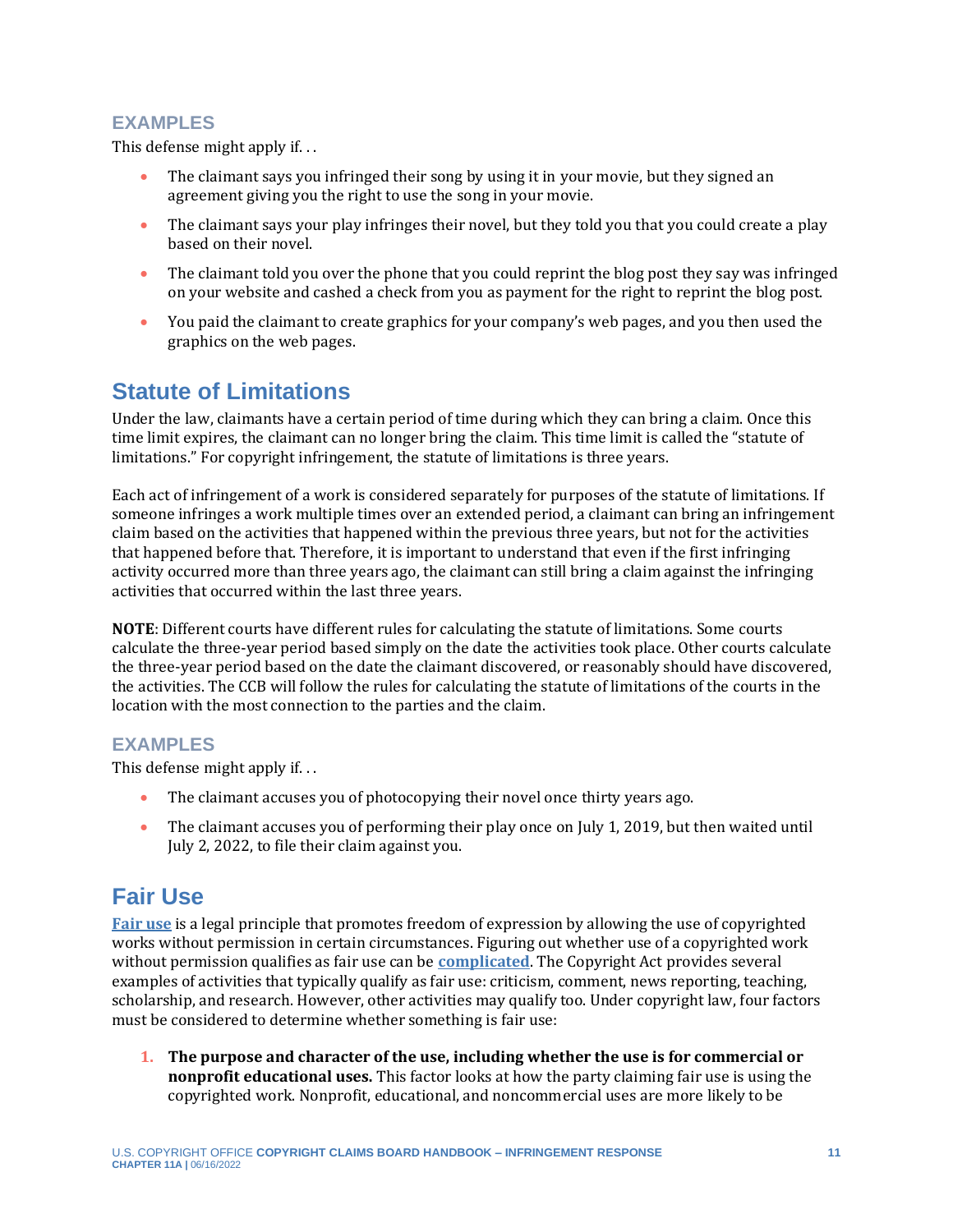### EXAMPLES

This defense might apply if. . .

- The claimant says you infringed their song by using it in your movie, but they signed an agreement giving you the right to use the song in your movie.
- The claimant says your play infringes their novel, but they told you that you could create a play based on their novel.
- The claimant told you over the phone that you could reprint the blog post they say was infringed on your website and cashed a check from you as payment for the right to reprint the blog post.
- You paid the claimant to create graphics for your company's web pages, and you then used the graphics on the web pages.

## Statute of Limitations

Under the law, claimants have a certain period of time during which they can bring a claim. Once this time limit expires, the claimant can no longer bring the claim. This time limit is called the "statute of limitations." For copyright infringement, the statute of limitations is three years.

Each act of infringement of a work is considered separately for purposes of the statute of limitations. If someone infringes a work multiple times over an extended period, a claimant can bring an infringement claim based on the activities that happened within the previous three years, but not for the activities that happened before that. Therefore, it is important to understand that even if the first infringing activity occurred more than three years ago, the claimant can still bring a claim against the infringing activities that occurred within the last three years.

**NOTE**: Different courts have different rules for calculating the statute of limitations. Some courts calculate the three-year period based simply on the date the activities took place. Other courts calculate the three-year period based on the date the claimant discovered, or reasonably should have discovered, the activities. The CCB will follow the rules for calculating the statute of limitations of the courts in the location with the most connection to the parties and the claim.

### EXAMPLES

This defense might apply if. . .

- The claimant accuses you of photocopying their novel once thirty years ago.
- The claimant accuses you of performing their play once on July 1, 2019, but then waited until July 2, 2022, to file their claim against you.

## Fair Use

**Fair use** is a legal principle that promotes freedom of expression by allowing the use of copyrighted works without permission in certain circumstances. Figuring out whether use of a copyrighted work without permission qualifies as fair use can be **complicated**. The Copyright Act provides several examples of activities that typically qualify as fair use: criticism, comment, news reporting, teaching, scholarship, and research. However, other activities may qualify too. Under copyright law, four factors must be considered to determine whether something is fair use:

1. **The purpose and character of the use, including whether the use is for commercial or nonprofit educational uses.** This factor looks at how the party claiming fair use is using the copyrighted work. Nonprofit, educational, and noncommercial uses are more likely to be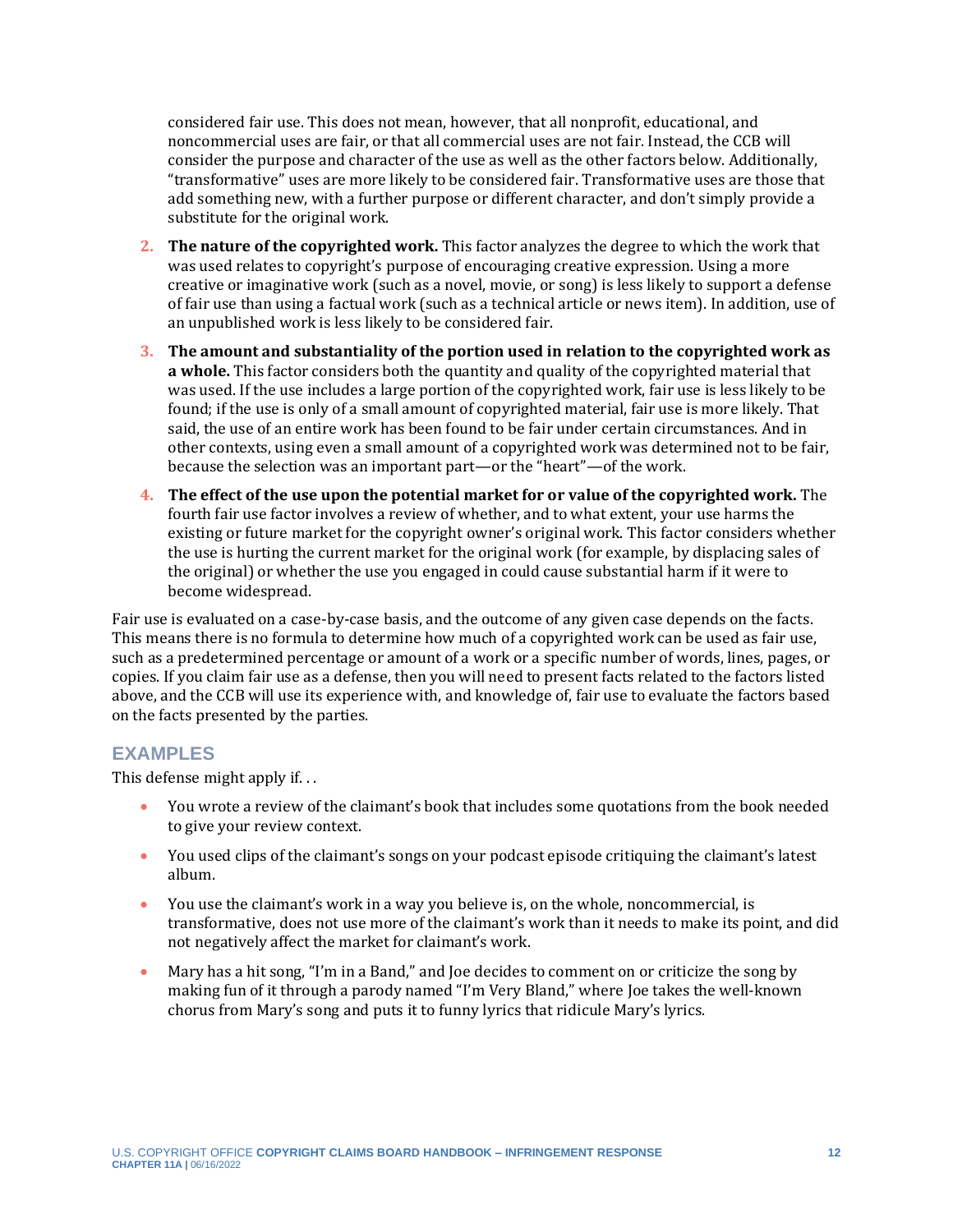considered fair use. This does not mean, however, that all nonprofit, educational, and noncommercial uses are fair, or that all commercial uses are not fair. Instead, the CCB will consider the purpose and character of the use as well as the other factors below. Additionally, "transformative" uses are more likely to be considered fair. Transformative uses are those that add something new, with a further purpose or different character, and don't simply provide a substitute for the original work.

2. **The nature of the copyrighted work.** This factor analyzes the degree to which the work that was used relates to copyright's purpose of encouraging creative expression. Using a more creative or imaginative work (such as a novel, movie, or song) is less likely to support a defense of fair use than using a factual work (such as a technical article or news item). In addition, use of an unpublished work is less likely to be considered fair.
3. **The amount and substantiality of the portion used in relation to the copyrighted work as a whole.** This factor considers both the quantity and quality of the copyrighted material that was used. If the use includes a large portion of the copyrighted work, fair use is less likely to be found; if the use is only of a small amount of copyrighted material, fair use is more likely. That said, the use of an entire work has been found to be fair under certain circumstances. And in other contexts, using even a small amount of a copyrighted work was determined not to be fair, because the selection was an important part—or the "heart"—of the work.
4. **The effect of the use upon the potential market for or value of the copyrighted work.** The fourth fair use factor involves a review of whether, and to what extent, your use harms the existing or future market for the copyright owner's original work. This factor considers whether the use is hurting the current market for the original work (for example, by displacing sales of the original) or whether the use you engaged in could cause substantial harm if it were to become widespread.

Fair use is evaluated on a case-by-case basis, and the outcome of any given case depends on the facts. This means there is no formula to determine how much of a copyrighted work can be used as fair use, such as a predetermined percentage or amount of a work or a specific number of words, lines, pages, or copies. If you claim fair use as a defense, then you will need to present facts related to the factors listed above, and the CCB will use its experience with, and knowledge of, fair use to evaluate the factors based on the facts presented by the parties.

## EXAMPLES

This defense might apply if. . .

- You wrote a review of the claimant's book that includes some quotations from the book needed to give your review context.
- You used clips of the claimant's songs on your podcast episode critiquing the claimant's latest album.
- You use the claimant's work in a way you believe is, on the whole, noncommercial, is transformative, does not use more of the claimant's work than it needs to make its point, and did not negatively affect the market for claimant's work.
- Mary has a hit song, "I'm in a Band," and Joe decides to comment on or criticize the song by making fun of it through a parody named "I'm Very Bland," where Joe takes the well-known chorus from Mary's song and puts it to funny lyrics that ridicule Mary's lyrics.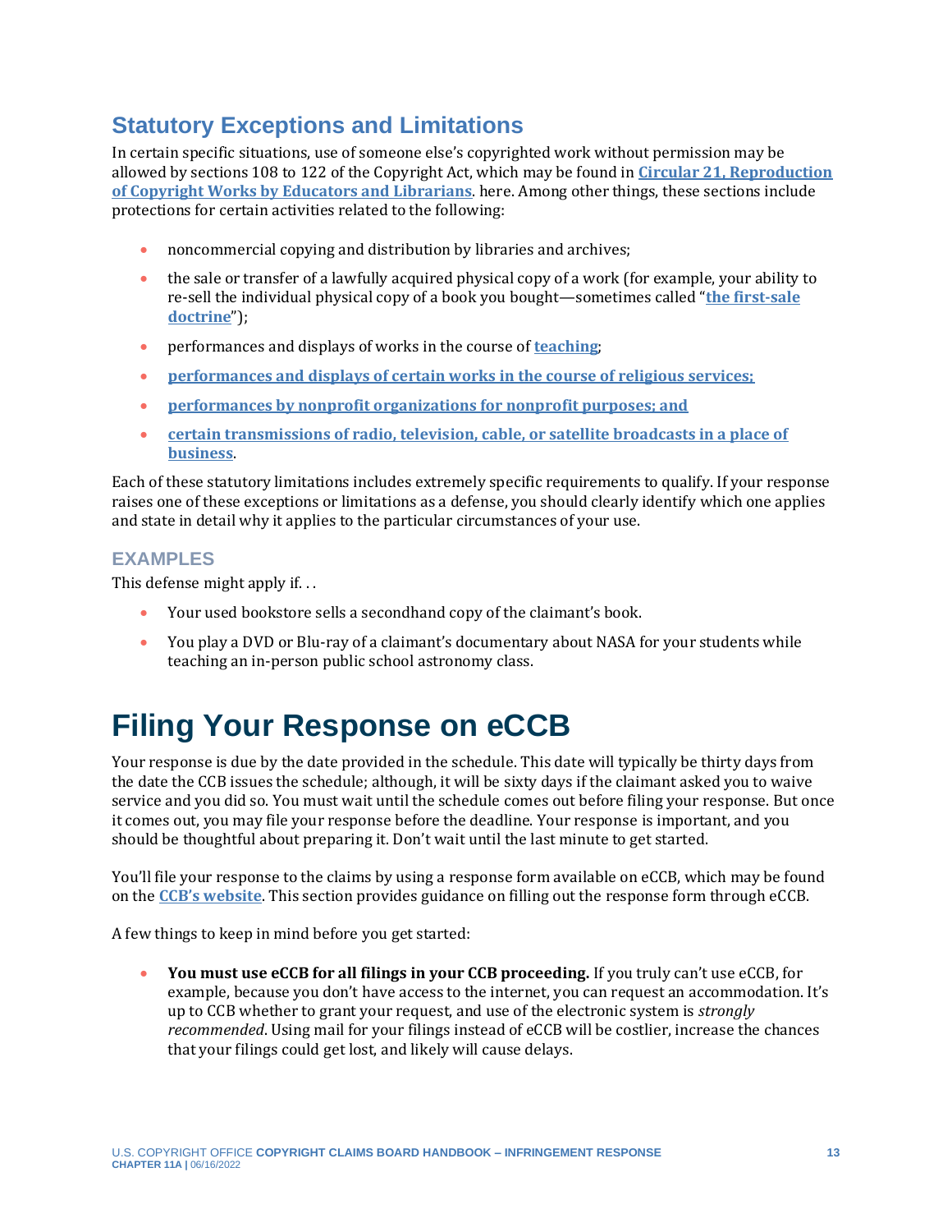## Statutory Exceptions and Limitations

In certain specific situations, use of someone else's copyrighted work without permission may be allowed by sections 108 to 122 of the Copyright Act, which may be found in **Circular 21, Reproduction of Copyright Works by Educators and Librarians**. here. Among other things, these sections include protections for certain activities related to the following:

- noncommercial copying and distribution by libraries and archives;
- the sale or transfer of a lawfully acquired physical copy of a work (for example, your ability to re-sell the individual physical copy of a book you bought—sometimes called "**the first-sale doctrine**");
- performances and displays of works in the course of **teaching**;
- **performances and displays of certain works in the course of religious services;**
- **performances by nonprofit organizations for nonprofit purposes; and**
- **certain transmissions of radio, television, cable, or satellite broadcasts in a place of business**.

Each of these statutory limitations includes extremely specific requirements to qualify. If your response raises one of these exceptions or limitations as a defense, you should clearly identify which one applies and state in detail why it applies to the particular circumstances of your use.

### EXAMPLES

This defense might apply if. . .

- Your used bookstore sells a secondhand copy of the claimant's book.
- You play a DVD or Blu-ray of a claimant's documentary about NASA for your students while teaching an in-person public school astronomy class.

# Filing Your Response on eCCB

Your response is due by the date provided in the schedule. This date will typically be thirty days from the date the CCB issues the schedule; although, it will be sixty days if the claimant asked you to waive service and you did so. You must wait until the schedule comes out before filing your response. But once it comes out, you may file your response before the deadline. Your response is important, and you should be thoughtful about preparing it. Don't wait until the last minute to get started.

You'll file your response to the claims by using a response form available on eCCB, which may be found on the **CCB's website**. This section provides guidance on filling out the response form through eCCB.

A few things to keep in mind before you get started:

- **You must use eCCB for all filings in your CCB proceeding.** If you truly can't use eCCB, for example, because you don't have access to the internet, you can request an accommodation. It's up to CCB whether to grant your request, and use of the electronic system is *strongly recommended*. Using mail for your filings instead of eCCB will be costlier, increase the chances that your filings could get lost, and likely will cause delays.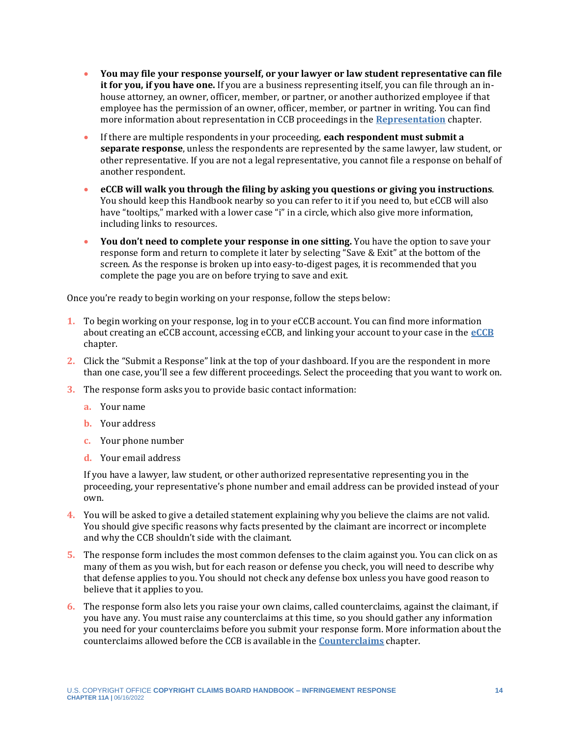- **You may file your response yourself, or your lawyer or law student representative can file it for you, if you have one.** If you are a business representing itself, you can file through an in-house attorney, an owner, officer, member, or partner, or another authorized employee if that employee has the permission of an owner, officer, member, or partner in writing. You can find more information about representation in CCB proceedings in the **Representation** chapter.
- If there are multiple respondents in your proceeding, **each respondent must submit a separate response**, unless the respondents are represented by the same lawyer, law student, or other representative. If you are not a legal representative, you cannot file a response on behalf of another respondent.
- **eCCB will walk you through the filing by asking you questions or giving you instructions**. You should keep this Handbook nearby so you can refer to it if you need to, but eCCB will also have "tooltips," marked with a lower case "i" in a circle, which also give more information, including links to resources.
- **You don't need to complete your response in one sitting.** You have the option to save your response form and return to complete it later by selecting "Save & Exit" at the bottom of the screen. As the response is broken up into easy-to-digest pages, it is recommended that you complete the page you are on before trying to save and exit.

Once you're ready to begin working on your response, follow the steps below:

1. To begin working on your response, log in to your eCCB account. You can find more information about creating an eCCB account, accessing eCCB, and linking your account to your case in the **eCCB** chapter.
2. Click the "Submit a Response" link at the top of your dashboard. If you are the respondent in more than one case, you'll see a few different proceedings. Select the proceeding that you want to work on.
3. The response form asks you to provide basic contact information:
   a. Your name
   b. Your address
   c. Your phone number
   d. Your email address

   If you have a lawyer, law student, or other authorized representative representing you in the proceeding, your representative's phone number and email address can be provided instead of your own.
4. You will be asked to give a detailed statement explaining why you believe the claims are not valid. You should give specific reasons why facts presented by the claimant are incorrect or incomplete and why the CCB shouldn't side with the claimant.
5. The response form includes the most common defenses to the claim against you. You can click on as many of them as you wish, but for each reason or defense you check, you will need to describe why that defense applies to you. You should not check any defense box unless you have good reason to believe that it applies to you.
6. The response form also lets you raise your own claims, called counterclaims, against the claimant, if you have any. You must raise any counterclaims at this time, so you should gather any information you need for your counterclaims before you submit your response form. More information about the counterclaims allowed before the CCB is available in the **Counterclaims** chapter.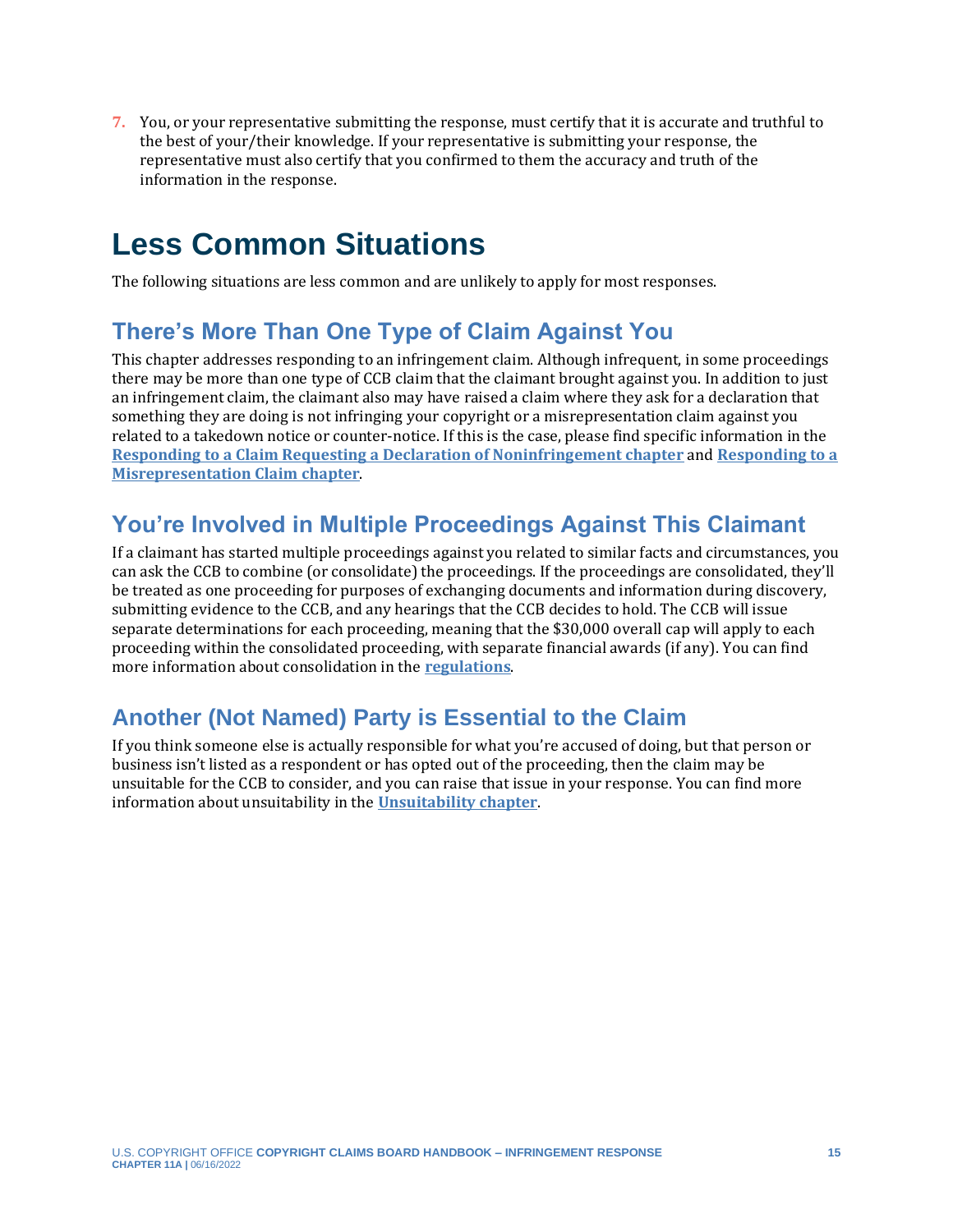7. You, or your representative submitting the response, must certify that it is accurate and truthful to the best of your/their knowledge. If your representative is submitting your response, the representative must also certify that you confirmed to them the accuracy and truth of the information in the response.

# Less Common Situations

The following situations are less common and are unlikely to apply for most responses.

## There's More Than One Type of Claim Against You

This chapter addresses responding to an infringement claim. Although infrequent, in some proceedings there may be more than one type of CCB claim that the claimant brought against you. In addition to just an infringement claim, the claimant also may have raised a claim where they ask for a declaration that something they are doing is not infringing your copyright or a misrepresentation claim against you related to a takedown notice or counter-notice. If this is the case, please find specific information in the **Responding to a Claim Requesting a Declaration of Noninfringement chapter** and **Responding to a Misrepresentation Claim chapter**.

## You're Involved in Multiple Proceedings Against This Claimant

If a claimant has started multiple proceedings against you related to similar facts and circumstances, you can ask the CCB to combine (or consolidate) the proceedings. If the proceedings are consolidated, they'll be treated as one proceeding for purposes of exchanging documents and information during discovery, submitting evidence to the CCB, and any hearings that the CCB decides to hold. The CCB will issue separate determinations for each proceeding, meaning that the $30,000 overall cap will apply to each proceeding within the consolidated proceeding, with separate financial awards (if any). You can find more information about consolidation in the **regulations**.

## Another (Not Named) Party is Essential to the Claim

If you think someone else is actually responsible for what you're accused of doing, but that person or business isn't listed as a respondent or has opted out of the proceeding, then the claim may be unsuitable for the CCB to consider, and you can raise that issue in your response. You can find more information about unsuitability in the **Unsuitability chapter**.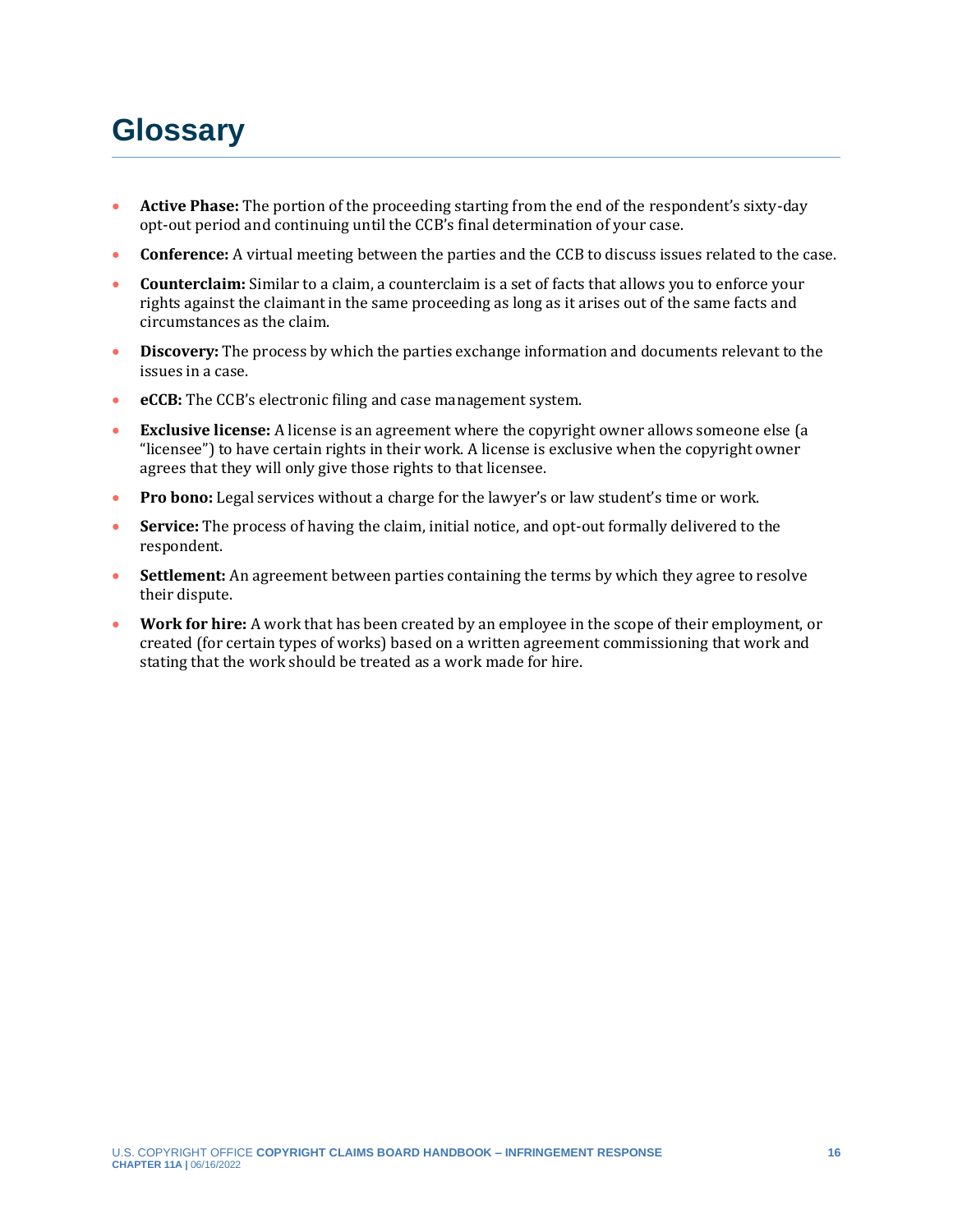# Glossary

- **Active Phase:** The portion of the proceeding starting from the end of the respondent's sixty-day opt-out period and continuing until the CCB's final determination of your case.
- **Conference:** A virtual meeting between the parties and the CCB to discuss issues related to the case.
- **Counterclaim:** Similar to a claim, a counterclaim is a set of facts that allows you to enforce your rights against the claimant in the same proceeding as long as it arises out of the same facts and circumstances as the claim.
- **Discovery:** The process by which the parties exchange information and documents relevant to the issues in a case.
- **eCCB:** The CCB's electronic filing and case management system.
- **Exclusive license:** A license is an agreement where the copyright owner allows someone else (a "licensee") to have certain rights in their work. A license is exclusive when the copyright owner agrees that they will only give those rights to that licensee.
- **Pro bono:** Legal services without a charge for the lawyer's or law student's time or work.
- **Service:** The process of having the claim, initial notice, and opt-out formally delivered to the respondent.
- **Settlement:** An agreement between parties containing the terms by which they agree to resolve their dispute.
- **Work for hire:** A work that has been created by an employee in the scope of their employment, or created (for certain types of works) based on a written agreement commissioning that work and stating that the work should be treated as a work made for hire.